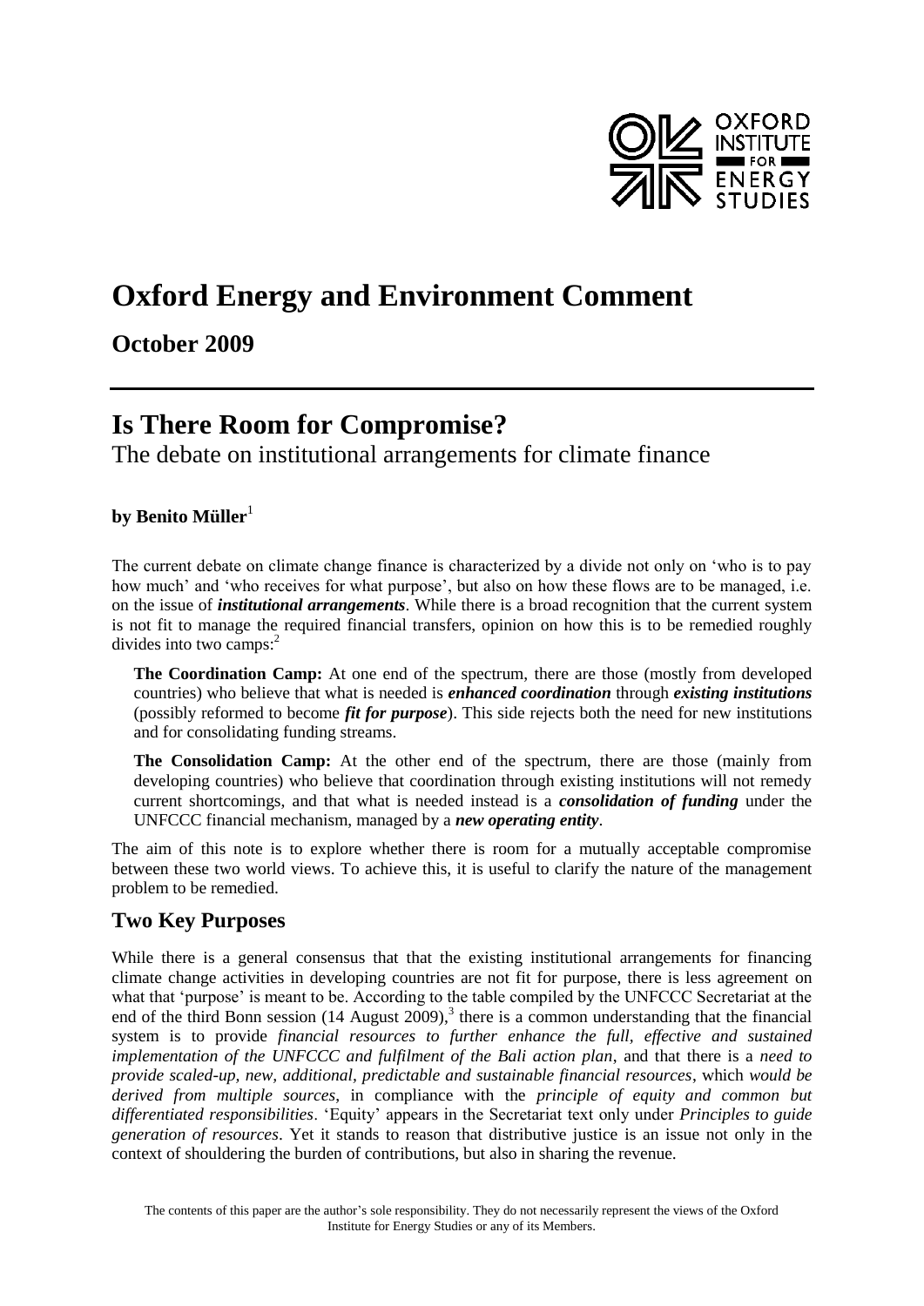# Oxford Energy and Environment Comment

**October 2009**

# Is There Room for Compromise?

The debate on institutional arrangements for climate finance

**by Benito Müller**[1]

The current debate on climate change finance is characterized by a divide not only on 'who is to pay how much' and 'who receives for what purpose', but also on how these flows are to be managed, i.e. on the issue of ***institutional arrangements***. While there is a broad recognition that the current system is not fit to manage the required financial transfers, opinion on how this is to be remedied roughly divides into two camps:[2]

**The Coordination Camp:** At one end of the spectrum, there are those (mostly from developed countries) who believe that what is needed is ***enhanced coordination*** through ***existing institutions*** (possibly reformed to become ***fit for purpose***). This side rejects both the need for new institutions and for consolidating funding streams.

**The Consolidation Camp:** At the other end of the spectrum, there are those (mainly from developing countries) who believe that coordination through existing institutions will not remedy current shortcomings, and that what is needed instead is a ***consolidation of funding*** under the UNFCCC financial mechanism, managed by a ***new operating entity***.

The aim of this note is to explore whether there is room for a mutually acceptable compromise between these two world views. To achieve this, it is useful to clarify the nature of the management problem to be remedied.

## Two Key Purposes

While there is a general consensus that that the existing institutional arrangements for financing climate change activities in developing countries are not fit for purpose, there is less agreement on what that 'purpose' is meant to be. According to the table compiled by the UNFCCC Secretariat at the end of the third Bonn session (14 August 2009),[3] there is a common understanding that the financial system is to provide *financial resources to further enhance the full, effective and sustained implementation of the UNFCCC and fulfilment of the Bali action plan*, and that there is a *need to provide scaled-up, new, additional, predictable and sustainable financial resources*, which *would be derived from multiple sources*, in compliance with the *principle of equity and common but differentiated responsibilities*. 'Equity' appears in the Secretariat text only under *Principles to guide generation of resources*. Yet it stands to reason that distributive justice is an issue not only in the context of shouldering the burden of contributions, but also in sharing the revenue.

The contents of this paper are the author's sole responsibility. They do not necessarily represent the views of the Oxford Institute for Energy Studies or any of its Members.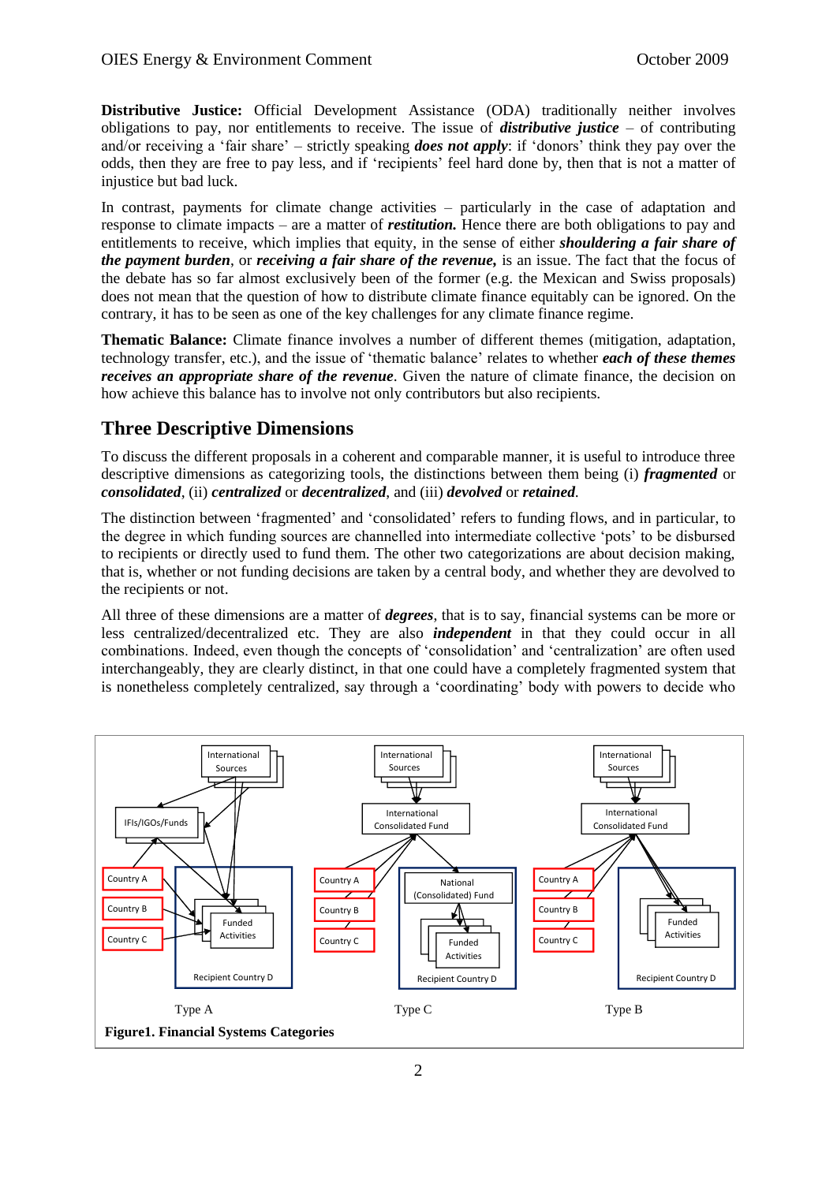**Distributive Justice:** Official Development Assistance (ODA) traditionally neither involves obligations to pay, nor entitlements to receive. The issue of ***distributive justice*** – of contributing and/or receiving a 'fair share' – strictly speaking ***does not apply***: if 'donors' think they pay over the odds, then they are free to pay less, and if 'recipients' feel hard done by, then that is not a matter of injustice but bad luck.

In contrast, payments for climate change activities – particularly in the case of adaptation and response to climate impacts – are a matter of ***restitution.*** Hence there are both obligations to pay and entitlements to receive, which implies that equity, in the sense of either ***shouldering a fair share of the payment burden***, or ***receiving a fair share of the revenue,*** is an issue. The fact that the focus of the debate has so far almost exclusively been of the former (e.g. the Mexican and Swiss proposals) does not mean that the question of how to distribute climate finance equitably can be ignored. On the contrary, it has to be seen as one of the key challenges for any climate finance regime.

**Thematic Balance:** Climate finance involves a number of different themes (mitigation, adaptation, technology transfer, etc.), and the issue of 'thematic balance' relates to whether ***each of these themes receives an appropriate share of the revenue***. Given the nature of climate finance, the decision on how achieve this balance has to involve not only contributors but also recipients.

## Three Descriptive Dimensions

To discuss the different proposals in a coherent and comparable manner, it is useful to introduce three descriptive dimensions as categorizing tools, the distinctions between them being (i) ***fragmented*** or ***consolidated***, (ii) ***centralized*** or ***decentralized***, and (iii) ***devolved*** or ***retained***.

The distinction between 'fragmented' and 'consolidated' refers to funding flows, and in particular, to the degree in which funding sources are channelled into intermediate collective 'pots' to be disbursed to recipients or directly used to fund them. The other two categorizations are about decision making, that is, whether or not funding decisions are taken by a central body, and whether they are devolved to the recipients or not.

All three of these dimensions are a matter of ***degrees***, that is to say, financial systems can be more or less centralized/decentralized etc. They are also ***independent*** in that they could occur in all combinations. Indeed, even though the concepts of 'consolidation' and 'centralization' are often used interchangeably, they are clearly distinct, in that one could have a completely fragmented system that is nonetheless completely centralized, say through a 'coordinating' body with powers to decide who

Type A — Type C — Type B

**Figure1. Financial Systems Categories**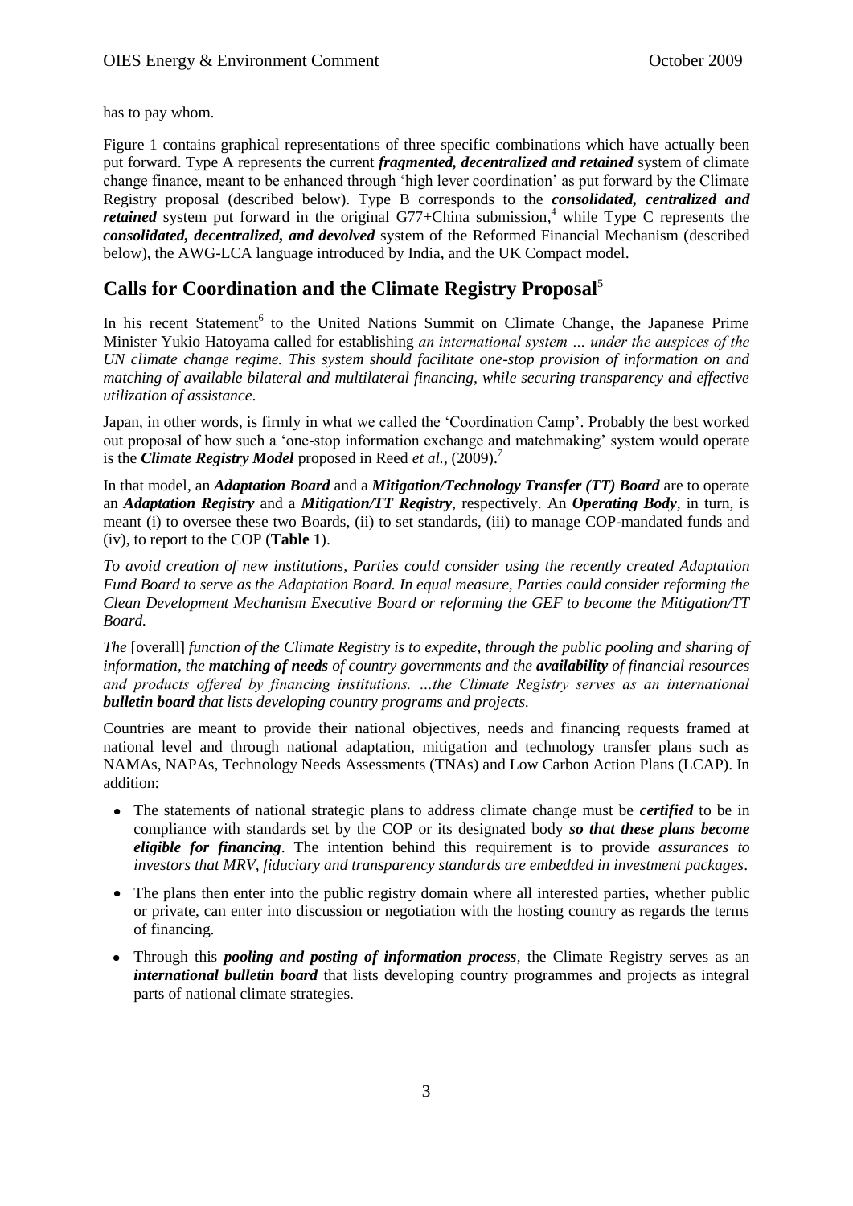has to pay whom.

Figure 1 contains graphical representations of three specific combinations which have actually been put forward. Type A represents the current ***fragmented, decentralized and retained*** system of climate change finance, meant to be enhanced through 'high lever coordination' as put forward by the Climate Registry proposal (described below). Type B corresponds to the ***consolidated, centralized and retained*** system put forward in the original G77+China submission,[4] while Type C represents the ***consolidated, decentralized, and devolved*** system of the Reformed Financial Mechanism (described below), the AWG-LCA language introduced by India, and the UK Compact model.

## Calls for Coordination and the Climate Registry Proposal[5]

In his recent Statement[6] to the United Nations Summit on Climate Change, the Japanese Prime Minister Yukio Hatoyama called for establishing *an international system … under the auspices of the UN climate change regime. This system should facilitate one-stop provision of information on and matching of available bilateral and multilateral financing, while securing transparency and effective utilization of assistance*.

Japan, in other words, is firmly in what we called the 'Coordination Camp'. Probably the best worked out proposal of how such a 'one-stop information exchange and matchmaking' system would operate is the ***Climate Registry Model*** proposed in Reed *et al.*, (2009).[7]

In that model, an ***Adaptation Board*** and a ***Mitigation/Technology Transfer (TT) Board*** are to operate an ***Adaptation Registry*** and a ***Mitigation/TT Registry***, respectively. An ***Operating Body***, in turn, is meant (i) to oversee these two Boards, (ii) to set standards, (iii) to manage COP-mandated funds and (iv), to report to the COP (**Table 1**).

*To avoid creation of new institutions, Parties could consider using the recently created Adaptation Fund Board to serve as the Adaptation Board. In equal measure, Parties could consider reforming the Clean Development Mechanism Executive Board or reforming the GEF to become the Mitigation/TT Board.*

*The* [overall] *function of the Climate Registry is to expedite, through the public pooling and sharing of information, the **matching of needs** of country governments and the **availability** of financial resources and products offered by financing institutions. …the Climate Registry serves as an international **bulletin board** that lists developing country programs and projects.*

Countries are meant to provide their national objectives, needs and financing requests framed at national level and through national adaptation, mitigation and technology transfer plans such as NAMAs, NAPAs, Technology Needs Assessments (TNAs) and Low Carbon Action Plans (LCAP). In addition:

- The statements of national strategic plans to address climate change must be ***certified*** to be in compliance with standards set by the COP or its designated body ***so that these plans become eligible for financing***. The intention behind this requirement is to provide *assurances to investors that MRV, fiduciary and transparency standards are embedded in investment packages*.
- The plans then enter into the public registry domain where all interested parties, whether public or private, can enter into discussion or negotiation with the hosting country as regards the terms of financing.
- Through this ***pooling and posting of information process***, the Climate Registry serves as an ***international bulletin board*** that lists developing country programmes and projects as integral parts of national climate strategies.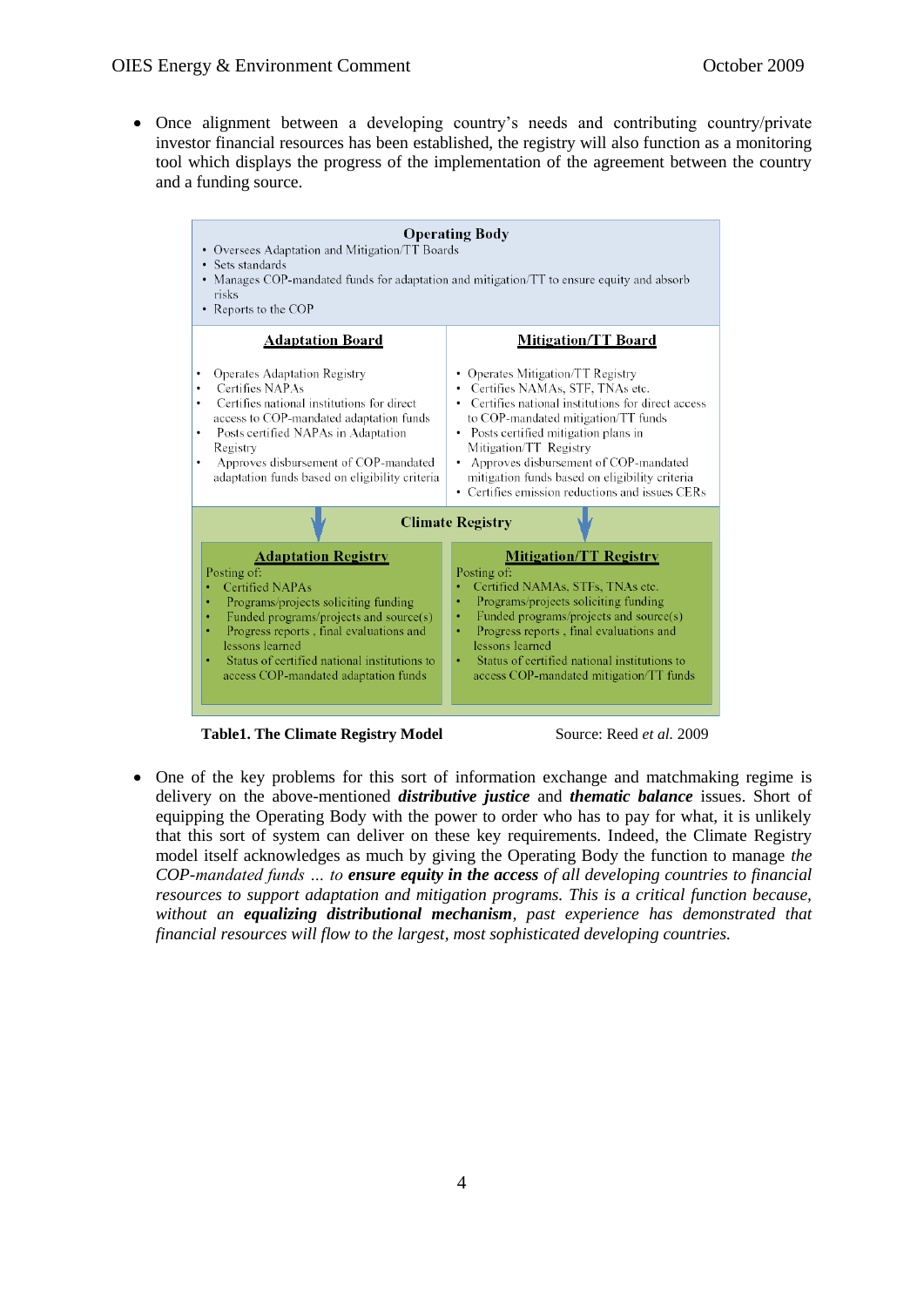- Once alignment between a developing country's needs and contributing country/private investor financial resources has been established, the registry will also function as a monitoring tool which displays the progress of the implementation of the agreement between the country and a funding source.

**Operating Body**

- Oversees Adaptation and Mitigation/TT Boards
- Sets standards
- Manages COP-mandated funds for adaptation and mitigation/TT to ensure equity and absorb risks
- Reports to the COP

| Adaptation Board | Mitigation/TT Board |
|---|---|
| • Operates Adaptation Registry<br>• Certifies NAPAs<br>• Certifies national institutions for direct access to COP-mandated adaptation funds<br>• Posts certified NAPAs in Adaptation Registry<br>• Approves disbursement of COP-mandated adaptation funds based on eligibility criteria | • Operates Mitigation/TT Registry<br>• Certifies NAMAs, STF, TNAs etc.<br>• Certifies national institutions for direct access to COP-mandated mitigation/TT funds<br>• Posts certified mitigation plans in Mitigation/TT Registry<br>• Approves disbursement of COP-mandated mitigation funds based on eligibility criteria<br>• Certifies emission reductions and issues CERs |

**Climate Registry**

| Adaptation Registry | Mitigation/TT Registry |
|---|---|
| Posting of:<br>• Certified NAPAs<br>• Programs/projects soliciting funding<br>• Funded programs/projects and source(s)<br>• Progress reports , final evaluations and lessons learned<br>• Status of certified national institutions to access COP-mandated adaptation funds | Posting of:<br>• Certified NAMAs, STFs, TNAs etc.<br>• Programs/projects soliciting funding<br>• Funded programs/projects and source(s)<br>• Progress reports , final evaluations and lessons learned<br>• Status of certified national institutions to access COP-mandated mitigation/TT funds |

**Table1. The Climate Registry Model** Source: Reed *et al.* 2009

- One of the key problems for this sort of information exchange and matchmaking regime is delivery on the above-mentioned ***distributive justice*** and ***thematic balance*** issues. Short of equipping the Operating Body with the power to order who has to pay for what, it is unlikely that this sort of system can deliver on these key requirements. Indeed, the Climate Registry model itself acknowledges as much by giving the Operating Body the function to manage *the COP-mandated funds … to **ensure equity in the access** of all developing countries to financial resources to support adaptation and mitigation programs. This is a critical function because, without an **equalizing distributional mechanism**, past experience has demonstrated that financial resources will flow to the largest, most sophisticated developing countries.*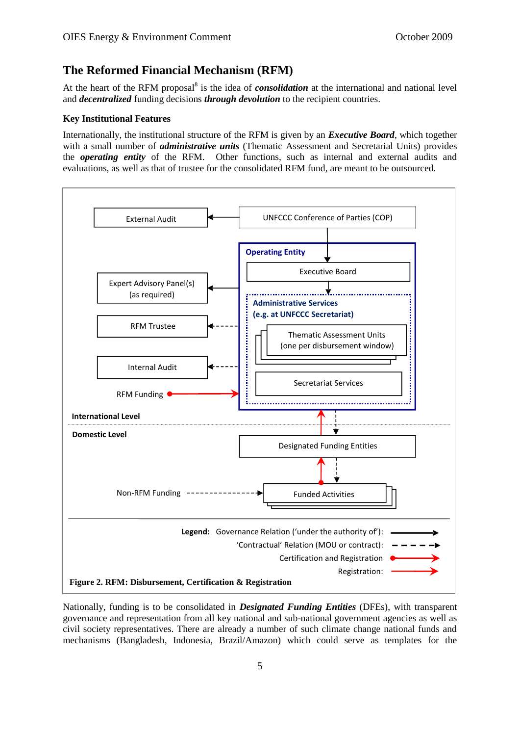## The Reformed Financial Mechanism (RFM)

At the heart of the RFM proposal[8] is the idea of ***consolidation*** at the international and national level and ***decentralized*** funding decisions ***through devolution*** to the recipient countries.

### Key Institutional Features

Internationally, the institutional structure of the RFM is given by an ***Executive Board***, which together with a small number of ***administrative units*** (Thematic Assessment and Secretarial Units) provides the ***operating entity*** of the RFM. Other functions, such as internal and external audits and evaluations, as well as that of trustee for the consolidated RFM fund, are meant to be outsourced.

External Audit

UNFCCC Conference of Parties (COP)

**Operating Entity**

Executive Board

Expert Advisory Panel(s) (as required)

**Administrative Services (e.g. at UNFCCC Secretariat)**

RFM Trustee

Thematic Assessment Units (one per disbursement window)

Internal Audit

Secretariat Services

RFM Funding

**International Level**

**Domestic Level**

Designated Funding Entities

Non-RFM Funding

Funded Activities

**Legend:** Governance Relation ('under the authority of'):
'Contractual' Relation (MOU or contract):
Certification and Registration
Registration:

**Figure 2. RFM: Disbursement, Certification & Registration**

Nationally, funding is to be consolidated in ***Designated Funding Entities*** (DFEs), with transparent governance and representation from all key national and sub-national government agencies as well as civil society representatives. There are already a number of such climate change national funds and mechanisms (Bangladesh, Indonesia, Brazil/Amazon) which could serve as templates for the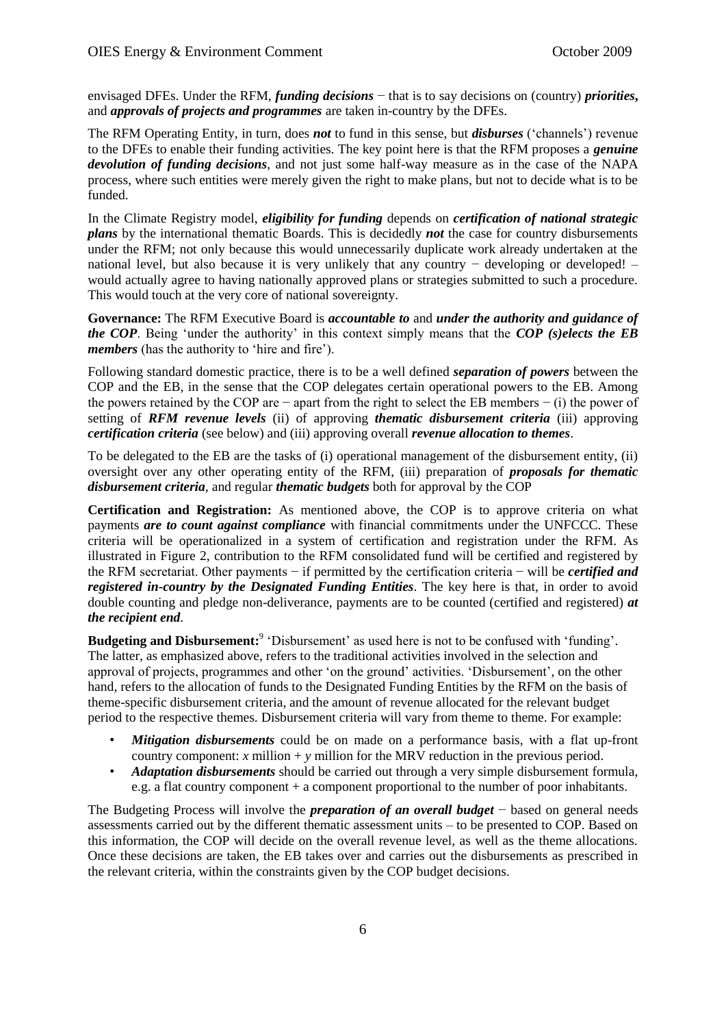envisaged DFEs. Under the RFM, ***funding decisions*** − that is to say decisions on (country) ***priorities***, and ***approvals of projects and programmes*** are taken in-country by the DFEs.

The RFM Operating Entity, in turn, does ***not*** to fund in this sense, but ***disburses*** ('channels') revenue to the DFEs to enable their funding activities. The key point here is that the RFM proposes a ***genuine devolution of funding decisions***, and not just some half-way measure as in the case of the NAPA process, where such entities were merely given the right to make plans, but not to decide what is to be funded.

In the Climate Registry model, ***eligibility for funding*** depends on ***certification of national strategic plans*** by the international thematic Boards. This is decidedly ***not*** the case for country disbursements under the RFM; not only because this would unnecessarily duplicate work already undertaken at the national level, but also because it is very unlikely that any country − developing or developed! – would actually agree to having nationally approved plans or strategies submitted to such a procedure. This would touch at the very core of national sovereignty.

**Governance:** The RFM Executive Board is ***accountable to*** and ***under the authority and guidance of the COP***. Being 'under the authority' in this context simply means that the ***COP (s)elects the EB members*** (has the authority to 'hire and fire').

Following standard domestic practice, there is to be a well defined ***separation of powers*** between the COP and the EB, in the sense that the COP delegates certain operational powers to the EB. Among the powers retained by the COP are − apart from the right to select the EB members − (i) the power of setting of ***RFM revenue levels*** (ii) of approving ***thematic disbursement criteria*** (iii) approving ***certification criteria*** (see below) and (iii) approving overall ***revenue allocation to themes***.

To be delegated to the EB are the tasks of (i) operational management of the disbursement entity, (ii) oversight over any other operating entity of the RFM, (iii) preparation of ***proposals for thematic disbursement criteria***, and regular ***thematic budgets*** both for approval by the COP

**Certification and Registration:** As mentioned above, the COP is to approve criteria on what payments ***are to count against compliance*** with financial commitments under the UNFCCC. These criteria will be operationalized in a system of certification and registration under the RFM. As illustrated in Figure 2, contribution to the RFM consolidated fund will be certified and registered by the RFM secretariat. Other payments − if permitted by the certification criteria − will be ***certified and registered in-country by the Designated Funding Entities***. The key here is that, in order to avoid double counting and pledge non-deliverance, payments are to be counted (certified and registered) ***at the recipient end***.

**Budgeting and Disbursement:**[9] 'Disbursement' as used here is not to be confused with 'funding'. The latter, as emphasized above, refers to the traditional activities involved in the selection and approval of projects, programmes and other 'on the ground' activities. 'Disbursement', on the other hand, refers to the allocation of funds to the Designated Funding Entities by the RFM on the basis of theme-specific disbursement criteria, and the amount of revenue allocated for the relevant budget period to the respective themes. Disbursement criteria will vary from theme to theme. For example:

- ***Mitigation disbursements*** could be on made on a performance basis, with a flat up-front country component: $x$ million + $y$ million for the MRV reduction in the previous period.
- ***Adaptation disbursements*** should be carried out through a very simple disbursement formula, e.g. a flat country component + a component proportional to the number of poor inhabitants.

The Budgeting Process will involve the ***preparation of an overall budget*** − based on general needs assessments carried out by the different thematic assessment units – to be presented to COP. Based on this information, the COP will decide on the overall revenue level, as well as the theme allocations. Once these decisions are taken, the EB takes over and carries out the disbursements as prescribed in the relevant criteria, within the constraints given by the COP budget decisions.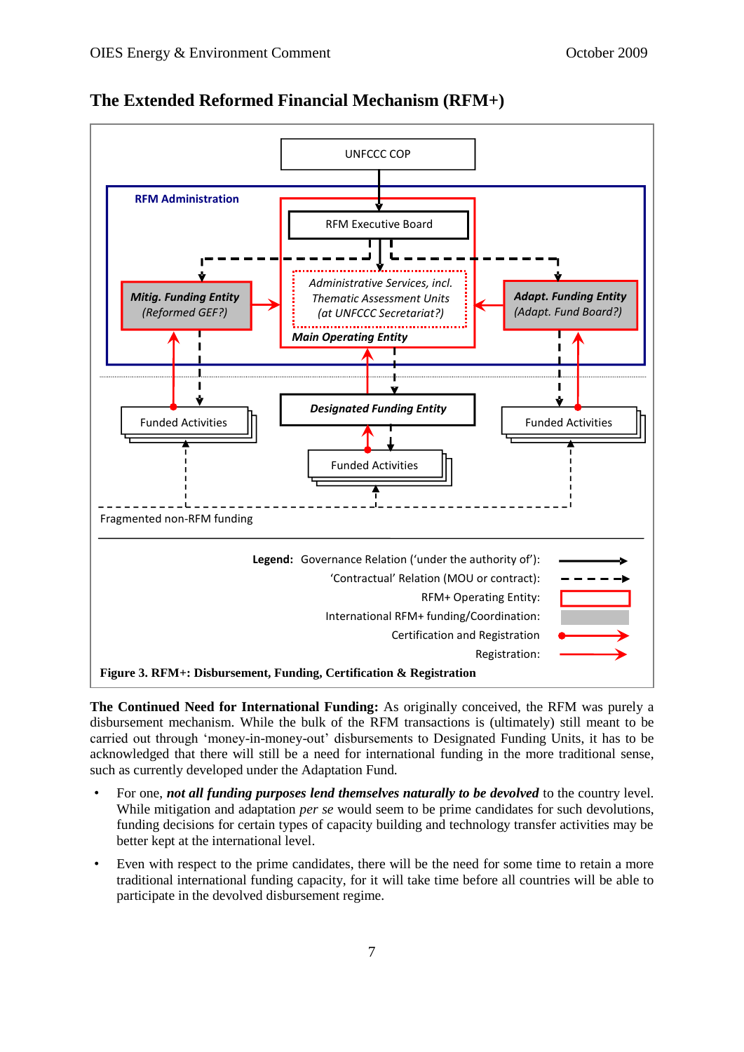## The Extended Reformed Financial Mechanism (RFM+)

UNFCCC COP

RFM Administration

RFM Executive Board

*Mitig. Funding Entity (Reformed GEF?)*

*Administrative Services, incl. Thematic Assessment Units (at UNFCCC Secretariat?)*

***Main Operating Entity***

*Adapt. Funding Entity (Adapt. Fund Board?)*

Funded Activities

***Designated Funding Entity***

Funded Activities

Funded Activities

Fragmented non-RFM funding

**Legend:** Governance Relation ('under the authority of'):
'Contractual' Relation (MOU or contract):
RFM+ Operating Entity:
International RFM+ funding/Coordination:
Certification and Registration
Registration:

**Figure 3. RFM+: Disbursement, Funding, Certification & Registration**

**The Continued Need for International Funding:** As originally conceived, the RFM was purely a disbursement mechanism. While the bulk of the RFM transactions is (ultimately) still meant to be carried out through 'money-in-money-out' disbursements to Designated Funding Units, it has to be acknowledged that there will still be a need for international funding in the more traditional sense, such as currently developed under the Adaptation Fund.

- For one, ***not all funding purposes lend themselves naturally to be devolved*** to the country level. While mitigation and adaptation *per se* would seem to be prime candidates for such devolutions, funding decisions for certain types of capacity building and technology transfer activities may be better kept at the international level.
- Even with respect to the prime candidates, there will be the need for some time to retain a more traditional international funding capacity, for it will take time before all countries will be able to participate in the devolved disbursement regime.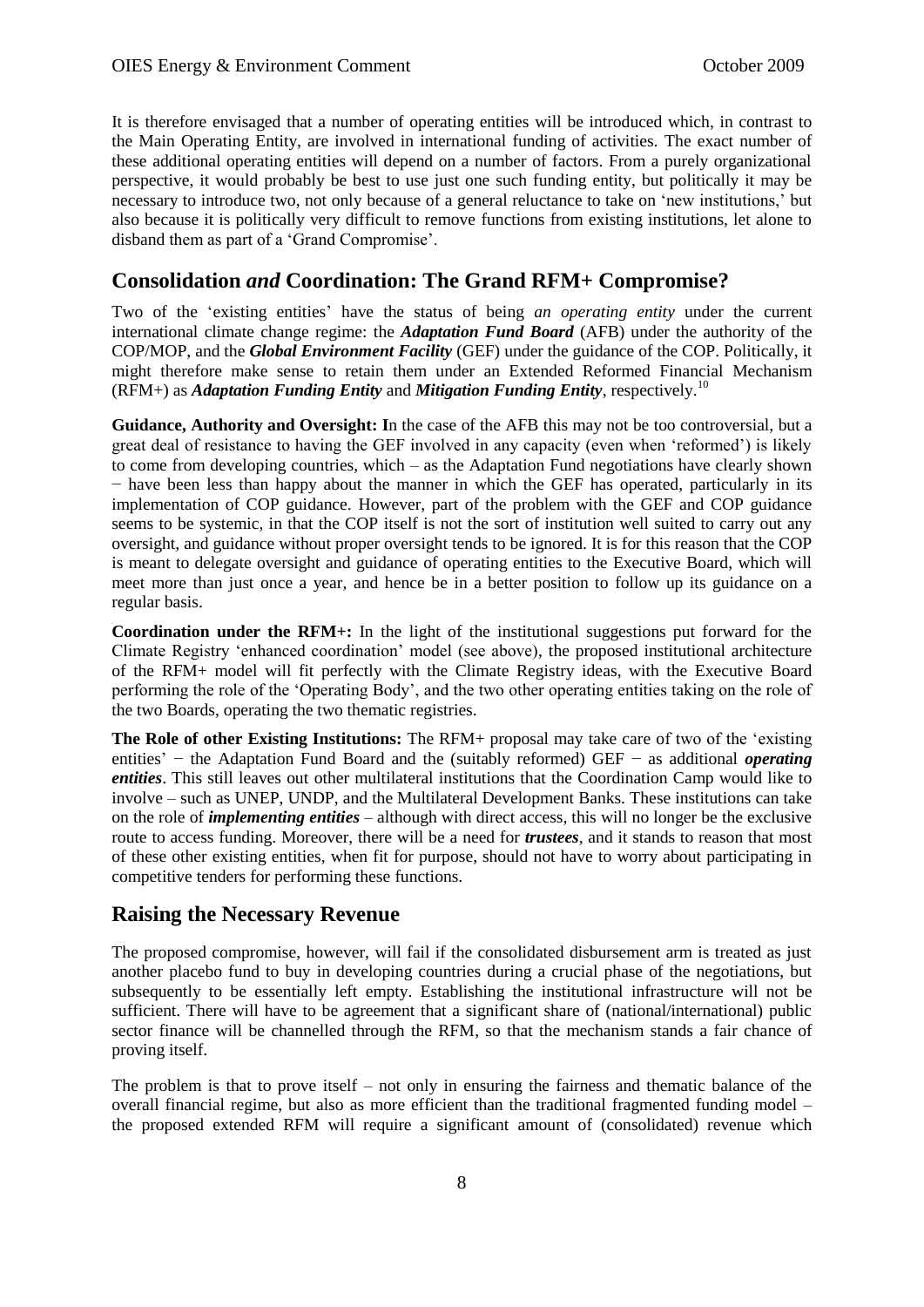It is therefore envisaged that a number of operating entities will be introduced which, in contrast to the Main Operating Entity, are involved in international funding of activities. The exact number of these additional operating entities will depend on a number of factors. From a purely organizational perspective, it would probably be best to use just one such funding entity, but politically it may be necessary to introduce two, not only because of a general reluctance to take on 'new institutions,' but also because it is politically very difficult to remove functions from existing institutions, let alone to disband them as part of a 'Grand Compromise'.

## Consolidation *and* Coordination: The Grand RFM+ Compromise?

Two of the 'existing entities' have the status of being *an operating entity* under the current international climate change regime: the ***Adaptation Fund Board*** (AFB) under the authority of the COP/MOP, and the ***Global Environment Facility*** (GEF) under the guidance of the COP. Politically, it might therefore make sense to retain them under an Extended Reformed Financial Mechanism (RFM+) as ***Adaptation Funding Entity*** and ***Mitigation Funding Entity***, respectively.[10]

**Guidance, Authority and Oversight: I**n the case of the AFB this may not be too controversial, but a great deal of resistance to having the GEF involved in any capacity (even when 'reformed') is likely to come from developing countries, which – as the Adaptation Fund negotiations have clearly shown − have been less than happy about the manner in which the GEF has operated, particularly in its implementation of COP guidance. However, part of the problem with the GEF and COP guidance seems to be systemic, in that the COP itself is not the sort of institution well suited to carry out any oversight, and guidance without proper oversight tends to be ignored. It is for this reason that the COP is meant to delegate oversight and guidance of operating entities to the Executive Board, which will meet more than just once a year, and hence be in a better position to follow up its guidance on a regular basis.

**Coordination under the RFM+:** In the light of the institutional suggestions put forward for the Climate Registry 'enhanced coordination' model (see above), the proposed institutional architecture of the RFM+ model will fit perfectly with the Climate Registry ideas, with the Executive Board performing the role of the 'Operating Body', and the two other operating entities taking on the role of the two Boards, operating the two thematic registries.

**The Role of other Existing Institutions:** The RFM+ proposal may take care of two of the 'existing entities' − the Adaptation Fund Board and the (suitably reformed) GEF − as additional ***operating entities***. This still leaves out other multilateral institutions that the Coordination Camp would like to involve – such as UNEP, UNDP, and the Multilateral Development Banks. These institutions can take on the role of ***implementing entities*** – although with direct access, this will no longer be the exclusive route to access funding. Moreover, there will be a need for ***trustees***, and it stands to reason that most of these other existing entities, when fit for purpose, should not have to worry about participating in competitive tenders for performing these functions.

## Raising the Necessary Revenue

The proposed compromise, however, will fail if the consolidated disbursement arm is treated as just another placebo fund to buy in developing countries during a crucial phase of the negotiations, but subsequently to be essentially left empty. Establishing the institutional infrastructure will not be sufficient. There will have to be agreement that a significant share of (national/international) public sector finance will be channelled through the RFM, so that the mechanism stands a fair chance of proving itself.

The problem is that to prove itself – not only in ensuring the fairness and thematic balance of the overall financial regime, but also as more efficient than the traditional fragmented funding model – the proposed extended RFM will require a significant amount of (consolidated) revenue which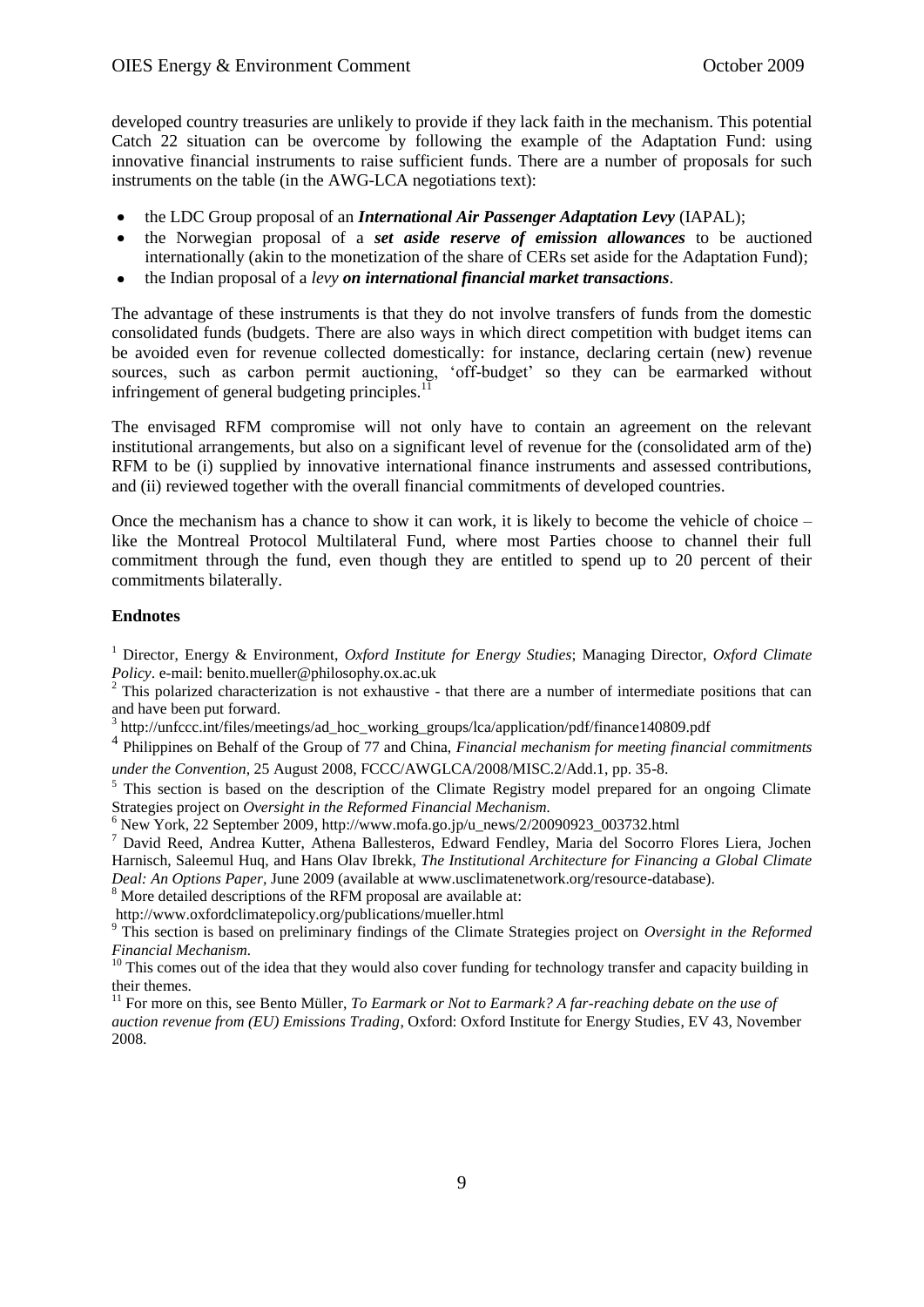developed country treasuries are unlikely to provide if they lack faith in the mechanism. This potential Catch 22 situation can be overcome by following the example of the Adaptation Fund: using innovative financial instruments to raise sufficient funds. There are a number of proposals for such instruments on the table (in the AWG-LCA negotiations text):

- the LDC Group proposal of an ***International Air Passenger Adaptation Levy*** (IAPAL);
- the Norwegian proposal of a ***set aside reserve of emission allowances*** to be auctioned internationally (akin to the monetization of the share of CERs set aside for the Adaptation Fund);
- the Indian proposal of a *levy **on international financial market transactions***.

The advantage of these instruments is that they do not involve transfers of funds from the domestic consolidated funds (budgets. There are also ways in which direct competition with budget items can be avoided even for revenue collected domestically: for instance, declaring certain (new) revenue sources, such as carbon permit auctioning, 'off-budget' so they can be earmarked without infringement of general budgeting principles.[11]

The envisaged RFM compromise will not only have to contain an agreement on the relevant institutional arrangements, but also on a significant level of revenue for the (consolidated arm of the) RFM to be (i) supplied by innovative international finance instruments and assessed contributions, and (ii) reviewed together with the overall financial commitments of developed countries.

Once the mechanism has a chance to show it can work, it is likely to become the vehicle of choice – like the Montreal Protocol Multilateral Fund, where most Parties choose to channel their full commitment through the fund, even though they are entitled to spend up to 20 percent of their commitments bilaterally.

**Endnotes**

[1] Director, Energy & Environment, *Oxford Institute for Energy Studies*; Managing Director, *Oxford Climate Policy*. e-mail: benito.mueller@philosophy.ox.ac.uk

[2] This polarized characterization is not exhaustive - that there are a number of intermediate positions that can and have been put forward.

[3] http://unfccc.int/files/meetings/ad_hoc_working_groups/lca/application/pdf/finance140809.pdf

[4] Philippines on Behalf of the Group of 77 and China, *Financial mechanism for meeting financial commitments under the Convention*, 25 August 2008, FCCC/AWGLCA/2008/MISC.2/Add.1, pp. 35-8.

[5] This section is based on the description of the Climate Registry model prepared for an ongoing Climate Strategies project on *Oversight in the Reformed Financial Mechanism.*

[6] New York, 22 September 2009, http://www.mofa.go.jp/u_news/2/20090923_003732.html

[7] David Reed, Andrea Kutter, Athena Ballesteros, Edward Fendley, Maria del Socorro Flores Liera, Jochen Harnisch, Saleemul Huq, and Hans Olav Ibrekk, *The Institutional Architecture for Financing a Global Climate Deal: An Options Paper*, June 2009 (available at www.usclimatenetwork.org/resource-database).

[8] More detailed descriptions of the RFM proposal are available at:
http://www.oxfordclimatepolicy.org/publications/mueller.html

[9] This section is based on preliminary findings of the Climate Strategies project on *Oversight in the Reformed Financial Mechanism.*

[10] This comes out of the idea that they would also cover funding for technology transfer and capacity building in their themes.

[11] For more on this, see Bento Müller, *To Earmark or Not to Earmark? A far-reaching debate on the use of auction revenue from (EU) Emissions Trading*, Oxford: Oxford Institute for Energy Studies, EV 43, November 2008.